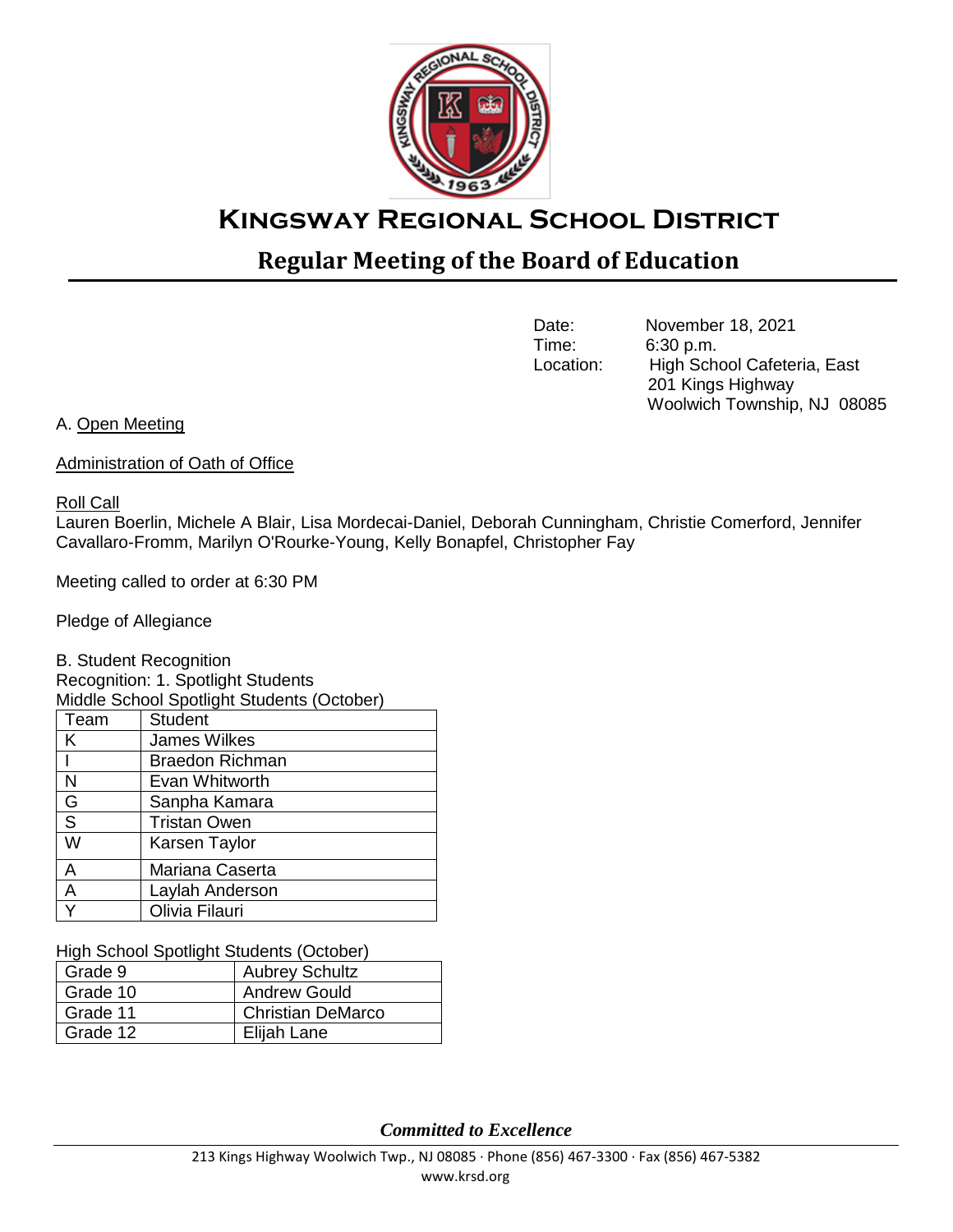# Kingsway Regional School District

## Regular Meeting of the Board of Education

Date: November 18, 2021
Time: 6:30 p.m.
Location: High School Cafeteria, East
201 Kings Highway
Woolwich Township, NJ 08085

A. Open Meeting

Administration of Oath of Office

Roll Call

Lauren Boerlin, Michele A Blair, Lisa Mordecai-Daniel, Deborah Cunningham, Christie Comerford, Jennifer Cavallaro-Fromm, Marilyn O'Rourke-Young, Kelly Bonapfel, Christopher Fay

Meeting called to order at 6:30 PM

Pledge of Allegiance

B. Student Recognition

Recognition: 1. Spotlight Students

Middle School Spotlight Students (October)

| Team | Student |
|---|---|
| K | James Wilkes |
| I | Braedon Richman |
| N | Evan Whitworth |
| G | Sanpha Kamara |
| S | Tristan Owen |
| W | Karsen Taylor |
| A | Mariana Caserta |
| A | Laylah Anderson |
| Y | Olivia Filauri |

High School Spotlight Students (October)

| Grade 9 | Aubrey Schultz |
|---|---|
| Grade 10 | Andrew Gould |
| Grade 11 | Christian DeMarco |
| Grade 12 | Elijah Lane |

*Committed to Excellence*

213 Kings Highway Woolwich Twp., NJ 08085 · Phone (856) 467-3300 · Fax (856) 467-5382
www.krsd.org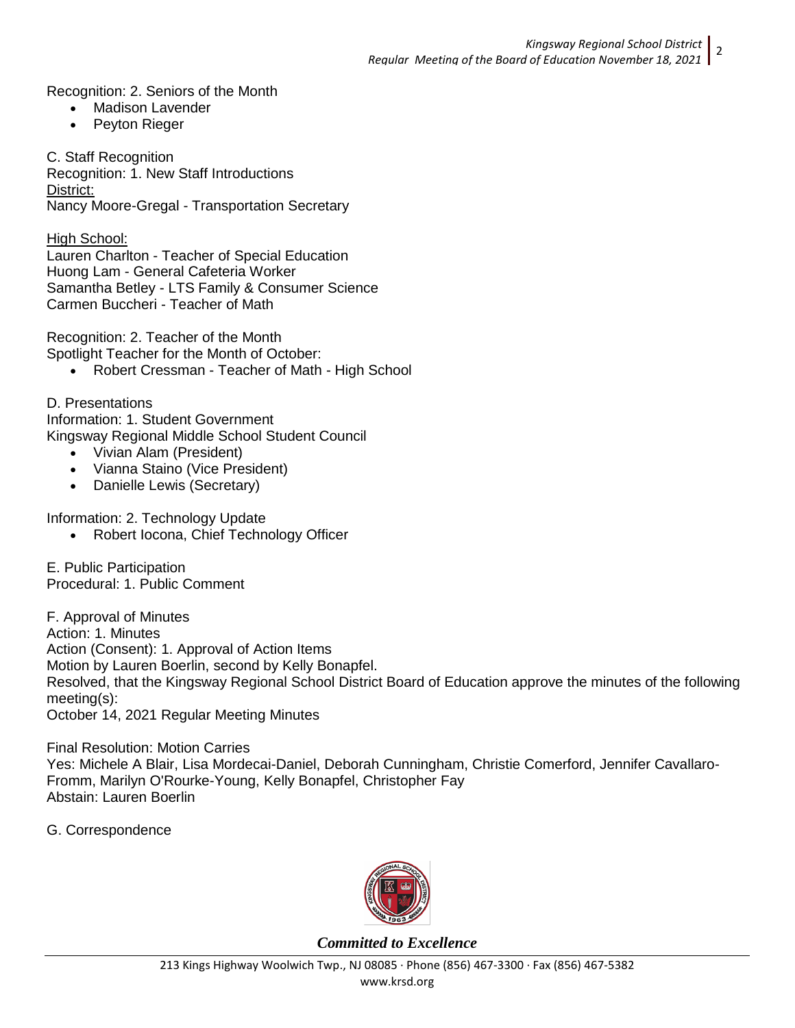Recognition: 2. Seniors of the Month

- Madison Lavender
- Peyton Rieger

C. Staff Recognition

Recognition: 1. New Staff Introductions

District:

Nancy Moore-Gregal - Transportation Secretary

High School:

Lauren Charlton - Teacher of Special Education
Huong Lam - General Cafeteria Worker
Samantha Betley - LTS Family & Consumer Science
Carmen Buccheri - Teacher of Math

Recognition: 2. Teacher of the Month

Spotlight Teacher for the Month of October:

- Robert Cressman - Teacher of Math - High School

D. Presentations

Information: 1. Student Government

Kingsway Regional Middle School Student Council

- Vivian Alam (President)
- Vianna Staino (Vice President)
- Danielle Lewis (Secretary)

Information: 2. Technology Update

- Robert Iocona, Chief Technology Officer

E. Public Participation

Procedural: 1. Public Comment

F. Approval of Minutes

Action: 1. Minutes

Action (Consent): 1. Approval of Action Items

Motion by Lauren Boerlin, second by Kelly Bonapfel.

Resolved, that the Kingsway Regional School District Board of Education approve the minutes of the following meeting(s):

October 14, 2021 Regular Meeting Minutes

Final Resolution: Motion Carries

Yes: Michele A Blair, Lisa Mordecai-Daniel, Deborah Cunningham, Christie Comerford, Jennifer Cavallaro-Fromm, Marilyn O'Rourke-Young, Kelly Bonapfel, Christopher Fay

Abstain: Lauren Boerlin

G. Correspondence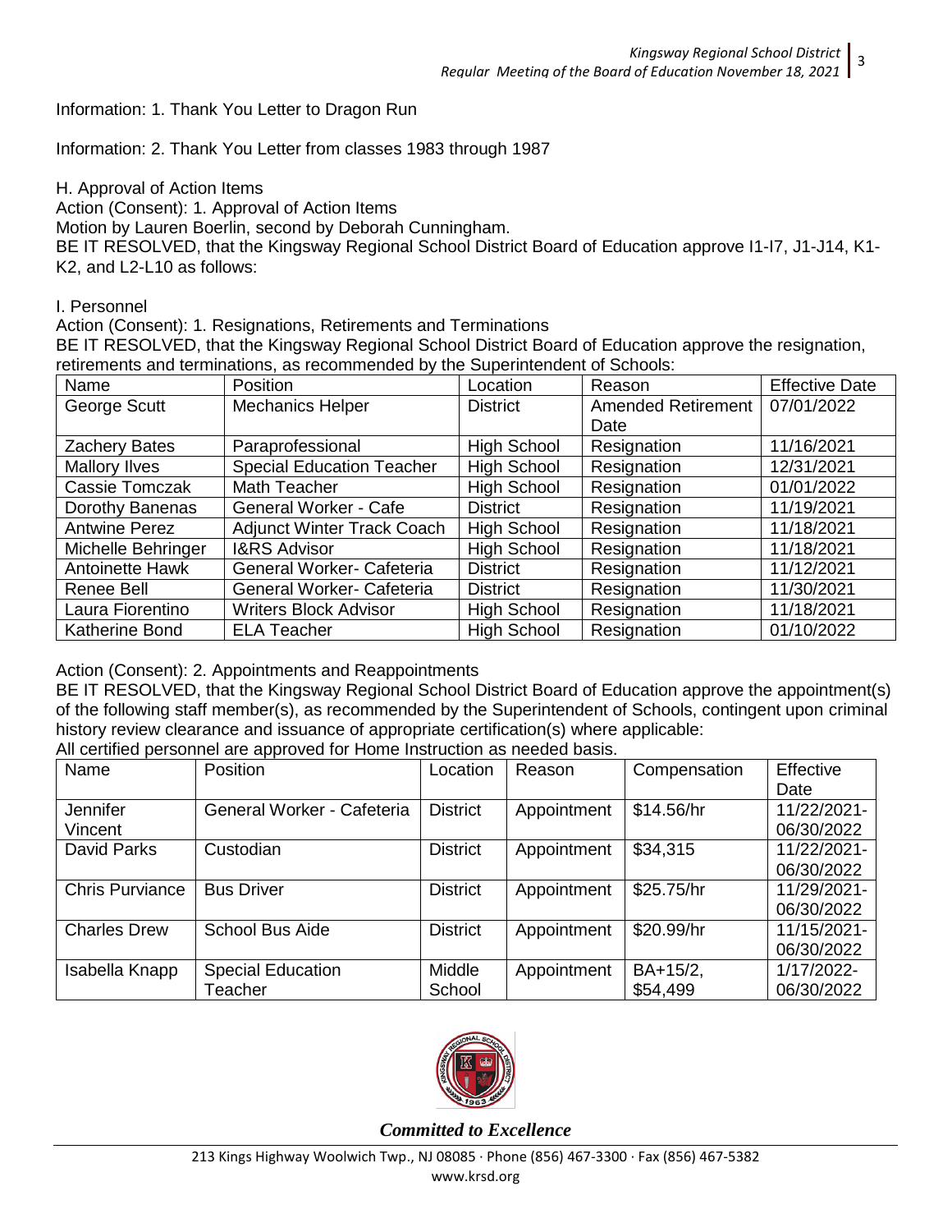Information: 1. Thank You Letter to Dragon Run

Information: 2. Thank You Letter from classes 1983 through 1987

H. Approval of Action Items

Action (Consent): 1. Approval of Action Items

Motion by Lauren Boerlin, second by Deborah Cunningham.

BE IT RESOLVED, that the Kingsway Regional School District Board of Education approve I1-I7, J1-J14, K1-K2, and L2-L10 as follows:

I. Personnel

Action (Consent): 1. Resignations, Retirements and Terminations

BE IT RESOLVED, that the Kingsway Regional School District Board of Education approve the resignation, retirements and terminations, as recommended by the Superintendent of Schools:

| Name | Position | Location | Reason | Effective Date |
|---|---|---|---|---|
| George Scutt | Mechanics Helper | District | Amended Retirement Date | 07/01/2022 |
| Zachery Bates | Paraprofessional | High School | Resignation | 11/16/2021 |
| Mallory Ilves | Special Education Teacher | High School | Resignation | 12/31/2021 |
| Cassie Tomczak | Math Teacher | High School | Resignation | 01/01/2022 |
| Dorothy Banenas | General Worker - Cafe | District | Resignation | 11/19/2021 |
| Antwine Perez | Adjunct Winter Track Coach | High School | Resignation | 11/18/2021 |
| Michelle Behringer | I&RS Advisor | High School | Resignation | 11/18/2021 |
| Antoinette Hawk | General Worker- Cafeteria | District | Resignation | 11/12/2021 |
| Renee Bell | General Worker- Cafeteria | District | Resignation | 11/30/2021 |
| Laura Fiorentino | Writers Block Advisor | High School | Resignation | 11/18/2021 |
| Katherine Bond | ELA Teacher | High School | Resignation | 01/10/2022 |

Action (Consent): 2. Appointments and Reappointments

BE IT RESOLVED, that the Kingsway Regional School District Board of Education approve the appointment(s) of the following staff member(s), as recommended by the Superintendent of Schools, contingent upon criminal history review clearance and issuance of appropriate certification(s) where applicable:

All certified personnel are approved for Home Instruction as needed basis.

| Name | Position | Location | Reason | Compensation | Effective Date |
|---|---|---|---|---|---|
| Jennifer Vincent | General Worker - Cafeteria | District | Appointment | $14.56/hr | 11/22/2021-06/30/2022 |
| David Parks | Custodian | District | Appointment | $34,315 | 11/22/2021-06/30/2022 |
| Chris Purviance | Bus Driver | District | Appointment | $25.75/hr | 11/29/2021-06/30/2022 |
| Charles Drew | School Bus Aide | District | Appointment | $20.99/hr | 11/15/2021-06/30/2022 |
| Isabella Knapp | Special Education Teacher | Middle School | Appointment | BA+15/2, $54,499 | 1/17/2022-06/30/2022 |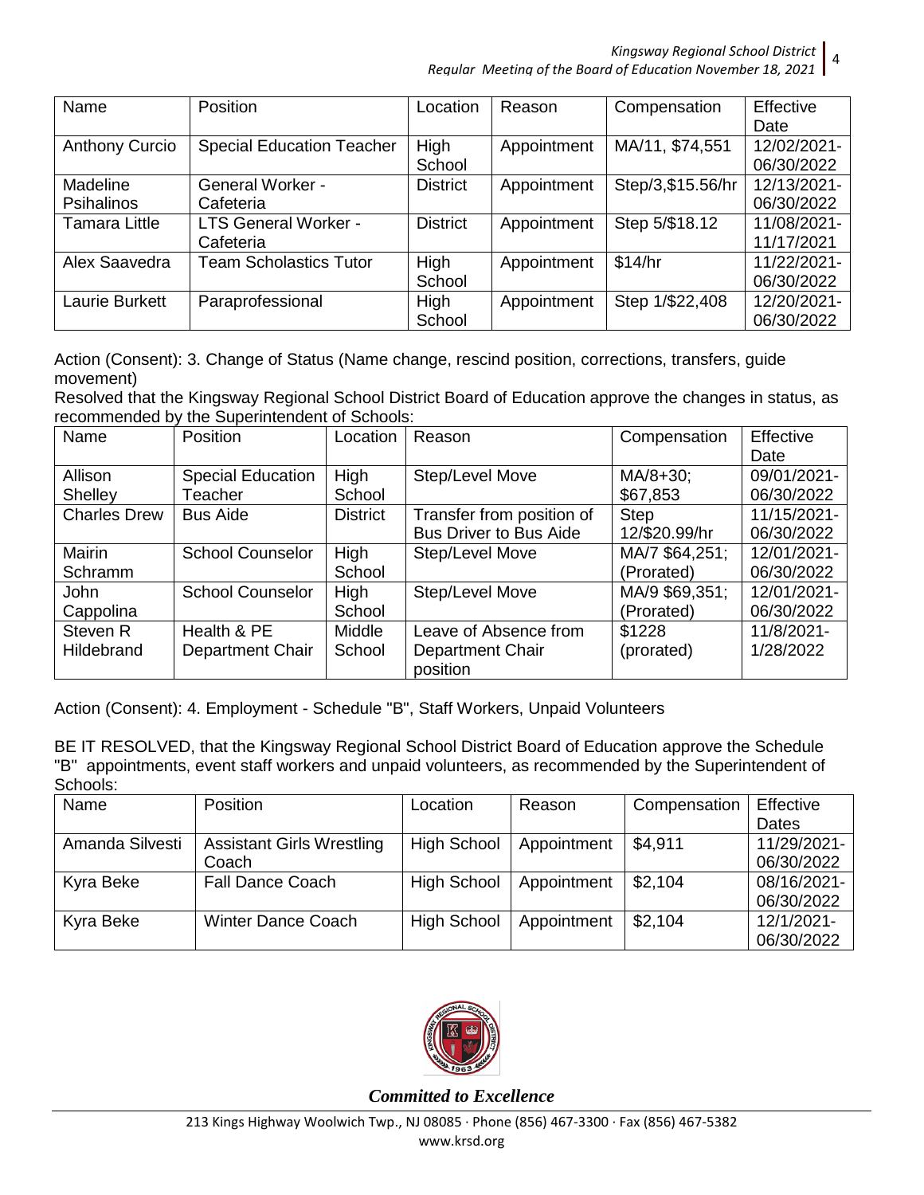| Name | Position | Location | Reason | Compensation | Effective Date |
| --- | --- | --- | --- | --- | --- |
| Anthony Curcio | Special Education Teacher | High School | Appointment | MA/11, $74,551 | 12/02/2021-06/30/2022 |
| Madeline Psihalinos | General Worker - Cafeteria | District | Appointment | Step/3,$15.56/hr | 12/13/2021-06/30/2022 |
| Tamara Little | LTS General Worker - Cafeteria | District | Appointment | Step 5/$18.12 | 11/08/2021-11/17/2021 |
| Alex Saavedra | Team Scholastics Tutor | High School | Appointment | $14/hr | 11/22/2021-06/30/2022 |
| Laurie Burkett | Paraprofessional | High School | Appointment | Step 1/$22,408 | 12/20/2021-06/30/2022 |

Action (Consent): 3. Change of Status (Name change, rescind position, corrections, transfers, guide movement)

Resolved that the Kingsway Regional School District Board of Education approve the changes in status, as recommended by the Superintendent of Schools:

| Name | Position | Location | Reason | Compensation | Effective Date |
| --- | --- | --- | --- | --- | --- |
| Allison Shelley | Special Education Teacher | High School | Step/Level Move | MA/8+30; $67,853 | 09/01/2021-06/30/2022 |
| Charles Drew | Bus Aide | District | Transfer from position of Bus Driver to Bus Aide | Step 12/$20.99/hr | 11/15/2021-06/30/2022 |
| Mairin Schramm | School Counselor | High School | Step/Level Move | MA/7 $64,251; (Prorated) | 12/01/2021-06/30/2022 |
| John Cappolina | School Counselor | High School | Step/Level Move | MA/9 $69,351; (Prorated) | 12/01/2021-06/30/2022 |
| Steven R Hildebrand | Health & PE Department Chair | Middle School | Leave of Absence from Department Chair position | $1228 (prorated) | 11/8/2021-1/28/2022 |

Action (Consent): 4. Employment - Schedule "B", Staff Workers, Unpaid Volunteers

BE IT RESOLVED, that the Kingsway Regional School District Board of Education approve the Schedule "B" appointments, event staff workers and unpaid volunteers, as recommended by the Superintendent of Schools:

| Name | Position | Location | Reason | Compensation | Effective Dates |
| --- | --- | --- | --- | --- | --- |
| Amanda Silvesti | Assistant Girls Wrestling Coach | High School | Appointment | $4,911 | 11/29/2021-06/30/2022 |
| Kyra Beke | Fall Dance Coach | High School | Appointment | $2,104 | 08/16/2021-06/30/2022 |
| Kyra Beke | Winter Dance Coach | High School | Appointment | $2,104 | 12/1/2021-06/30/2022 |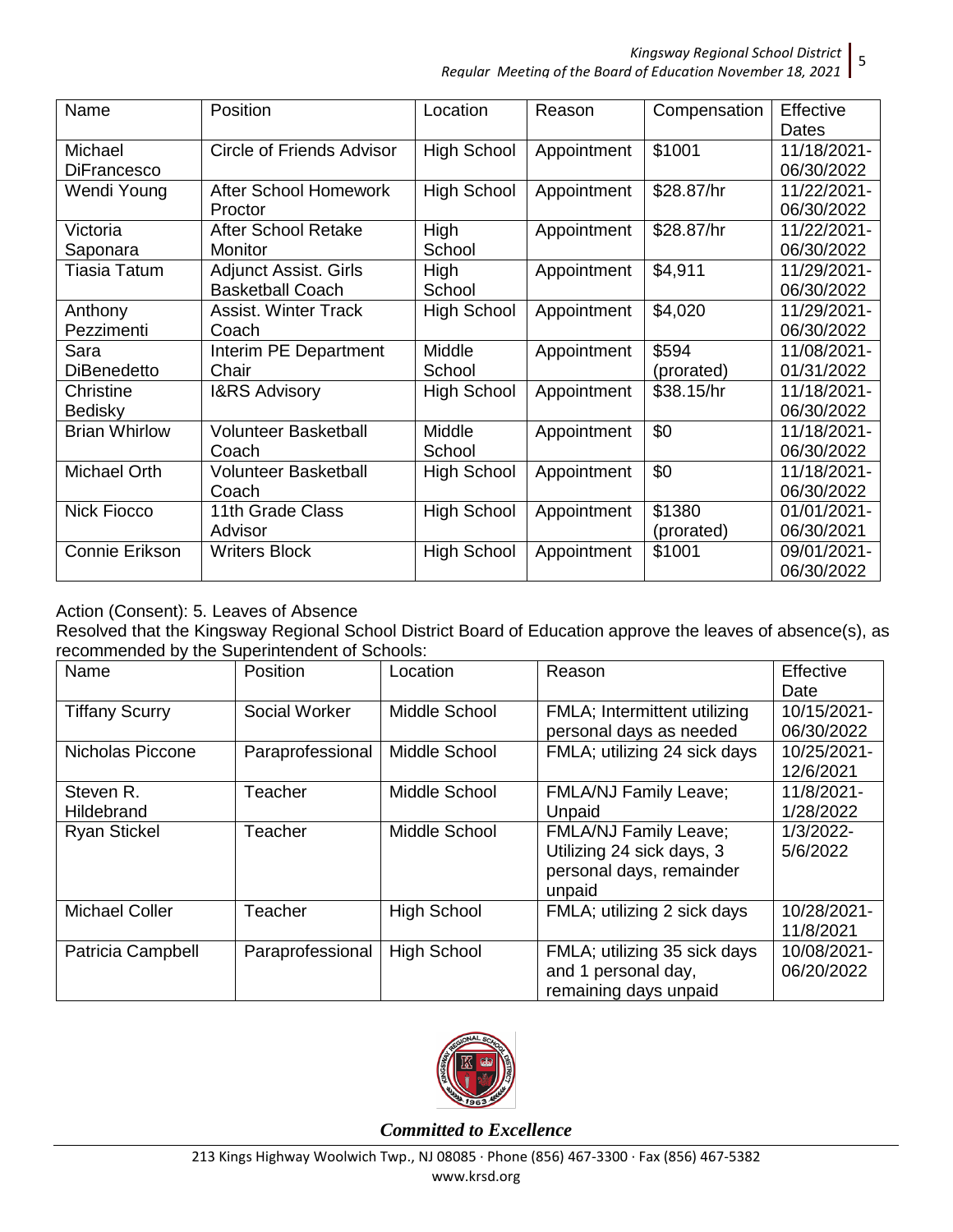| Name | Position | Location | Reason | Compensation | Effective Dates |
|---|---|---|---|---|---|
| Michael DiFrancesco | Circle of Friends Advisor | High School | Appointment | $1001 | 11/18/2021-06/30/2022 |
| Wendi Young | After School Homework Proctor | High School | Appointment | $28.87/hr | 11/22/2021-06/30/2022 |
| Victoria Saponara | After School Retake Monitor | High School | Appointment | $28.87/hr | 11/22/2021-06/30/2022 |
| Tiasia Tatum | Adjunct Assist. Girls Basketball Coach | High School | Appointment | $4,911 | 11/29/2021-06/30/2022 |
| Anthony Pezzimenti | Assist. Winter Track Coach | High School | Appointment | $4,020 | 11/29/2021-06/30/2022 |
| Sara DiBenedetto | Interim PE Department Chair | Middle School | Appointment | $594 (prorated) | 11/08/2021-01/31/2022 |
| Christine Bedisky | I&RS Advisory | High School | Appointment | $38.15/hr | 11/18/2021-06/30/2022 |
| Brian Whirlow | Volunteer Basketball Coach | Middle School | Appointment | $0 | 11/18/2021-06/30/2022 |
| Michael Orth | Volunteer Basketball Coach | High School | Appointment | $0 | 11/18/2021-06/30/2022 |
| Nick Fiocco | 11th Grade Class Advisor | High School | Appointment | $1380 (prorated) | 01/01/2021-06/30/2021 |
| Connie Erikson | Writers Block | High School | Appointment | $1001 | 09/01/2021-06/30/2022 |

Action (Consent): 5. Leaves of Absence

Resolved that the Kingsway Regional School District Board of Education approve the leaves of absence(s), as recommended by the Superintendent of Schools:

| Name | Position | Location | Reason | Effective Date |
|---|---|---|---|---|
| Tiffany Scurry | Social Worker | Middle School | FMLA; Intermittent utilizing personal days as needed | 10/15/2021-06/30/2022 |
| Nicholas Piccone | Paraprofessional | Middle School | FMLA; utilizing 24 sick days | 10/25/2021-12/6/2021 |
| Steven R. Hildebrand | Teacher | Middle School | FMLA/NJ Family Leave; Unpaid | 11/8/2021-1/28/2022 |
| Ryan Stickel | Teacher | Middle School | FMLA/NJ Family Leave; Utilizing 24 sick days, 3 personal days, remainder unpaid | 1/3/2022-5/6/2022 |
| Michael Coller | Teacher | High School | FMLA; utilizing 2 sick days | 10/28/2021-11/8/2021 |
| Patricia Campbell | Paraprofessional | High School | FMLA; utilizing 35 sick days and 1 personal day, remaining days unpaid | 10/08/2021-06/20/2022 |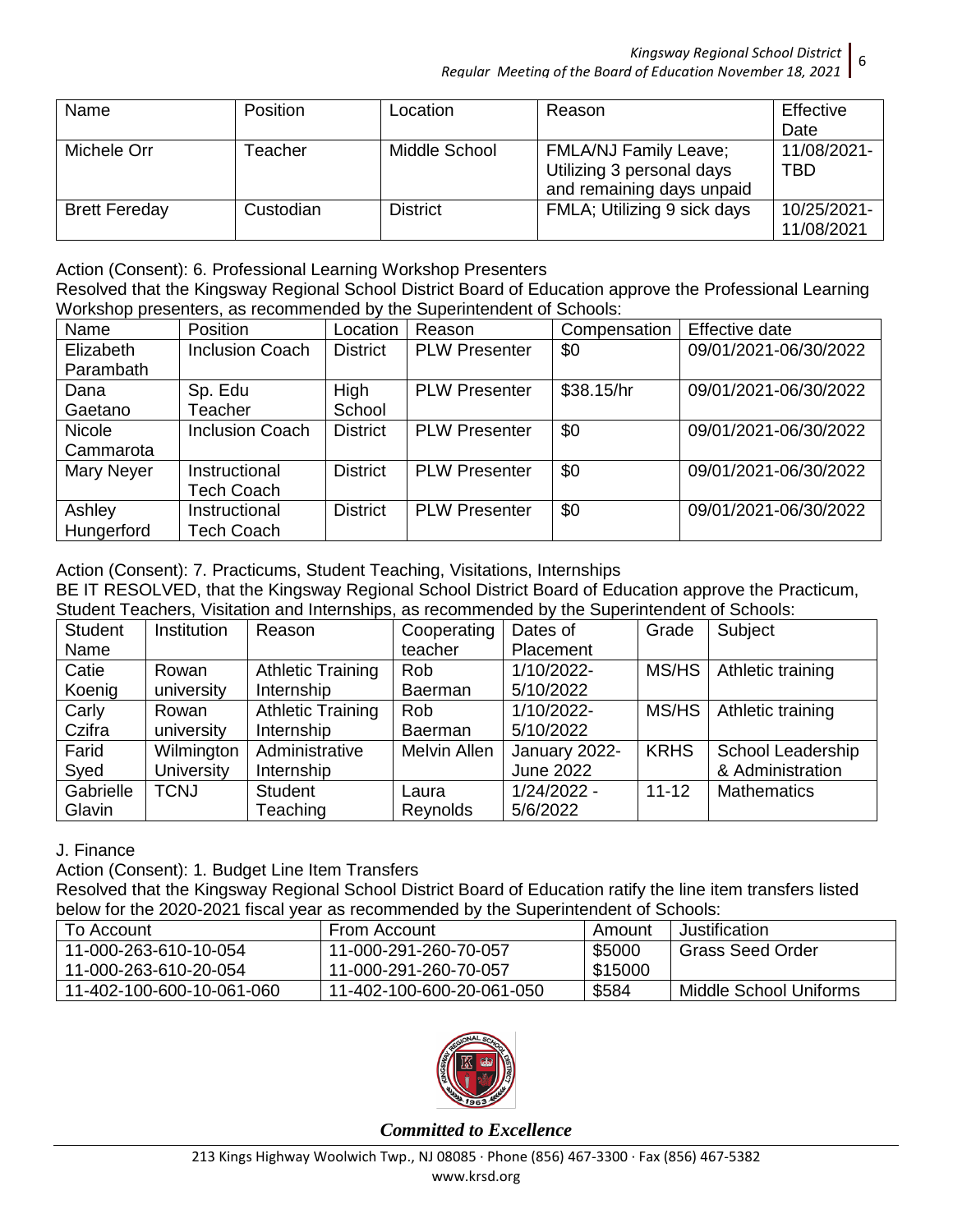| Name | Position | Location | Reason | Effective Date |
|---|---|---|---|---|
| Michele Orr | Teacher | Middle School | FMLA/NJ Family Leave; Utilizing 3 personal days and remaining days unpaid | 11/08/2021-TBD |
| Brett Fereday | Custodian | District | FMLA; Utilizing 9 sick days | 10/25/2021-11/08/2021 |

Action (Consent): 6. Professional Learning Workshop Presenters

Resolved that the Kingsway Regional School District Board of Education approve the Professional Learning Workshop presenters, as recommended by the Superintendent of Schools:

| Name | Position | Location | Reason | Compensation | Effective date |
|---|---|---|---|---|---|
| Elizabeth Parambath | Inclusion Coach | District | PLW Presenter | $0 | 09/01/2021-06/30/2022 |
| Dana Gaetano | Sp. Edu Teacher | High School | PLW Presenter | $38.15/hr | 09/01/2021-06/30/2022 |
| Nicole Cammarota | Inclusion Coach | District | PLW Presenter | $0 | 09/01/2021-06/30/2022 |
| Mary Neyer | Instructional Tech Coach | District | PLW Presenter | $0 | 09/01/2021-06/30/2022 |
| Ashley Hungerford | Instructional Tech Coach | District | PLW Presenter | $0 | 09/01/2021-06/30/2022 |

Action (Consent): 7. Practicums, Student Teaching, Visitations, Internships

BE IT RESOLVED, that the Kingsway Regional School District Board of Education approve the Practicum, Student Teachers, Visitation and Internships, as recommended by the Superintendent of Schools:

| Student Name | Institution | Reason | Cooperating teacher | Dates of Placement | Grade | Subject |
|---|---|---|---|---|---|---|
| Catie Koenig | Rowan university | Athletic Training Internship | Rob Baerman | 1/10/2022-5/10/2022 | MS/HS | Athletic training |
| Carly Czifra | Rowan university | Athletic Training Internship | Rob Baerman | 1/10/2022-5/10/2022 | MS/HS | Athletic training |
| Farid Syed | Wilmington University | Administrative Internship | Melvin Allen | January 2022-June 2022 | KRHS | School Leadership & Administration |
| Gabrielle Glavin | TCNJ | Student Teaching | Laura Reynolds | 1/24/2022 - 5/6/2022 | 11-12 | Mathematics |

J. Finance

Action (Consent): 1. Budget Line Item Transfers

Resolved that the Kingsway Regional School District Board of Education ratify the line item transfers listed below for the 2020-2021 fiscal year as recommended by the Superintendent of Schools:

| To Account | From Account | Amount | Justification |
|---|---|---|---|
| 11-000-263-610-10-054<br>11-000-263-610-20-054 | 11-000-291-260-70-057<br>11-000-291-260-70-057 | $5000<br>$15000 | Grass Seed Order |
| 11-402-100-600-10-061-060 | 11-402-100-600-20-061-050 | $584 | Middle School Uniforms |

*Committed to Excellence*

213 Kings Highway Woolwich Twp., NJ 08085 · Phone (856) 467-3300 · Fax (856) 467-5382
www.krsd.org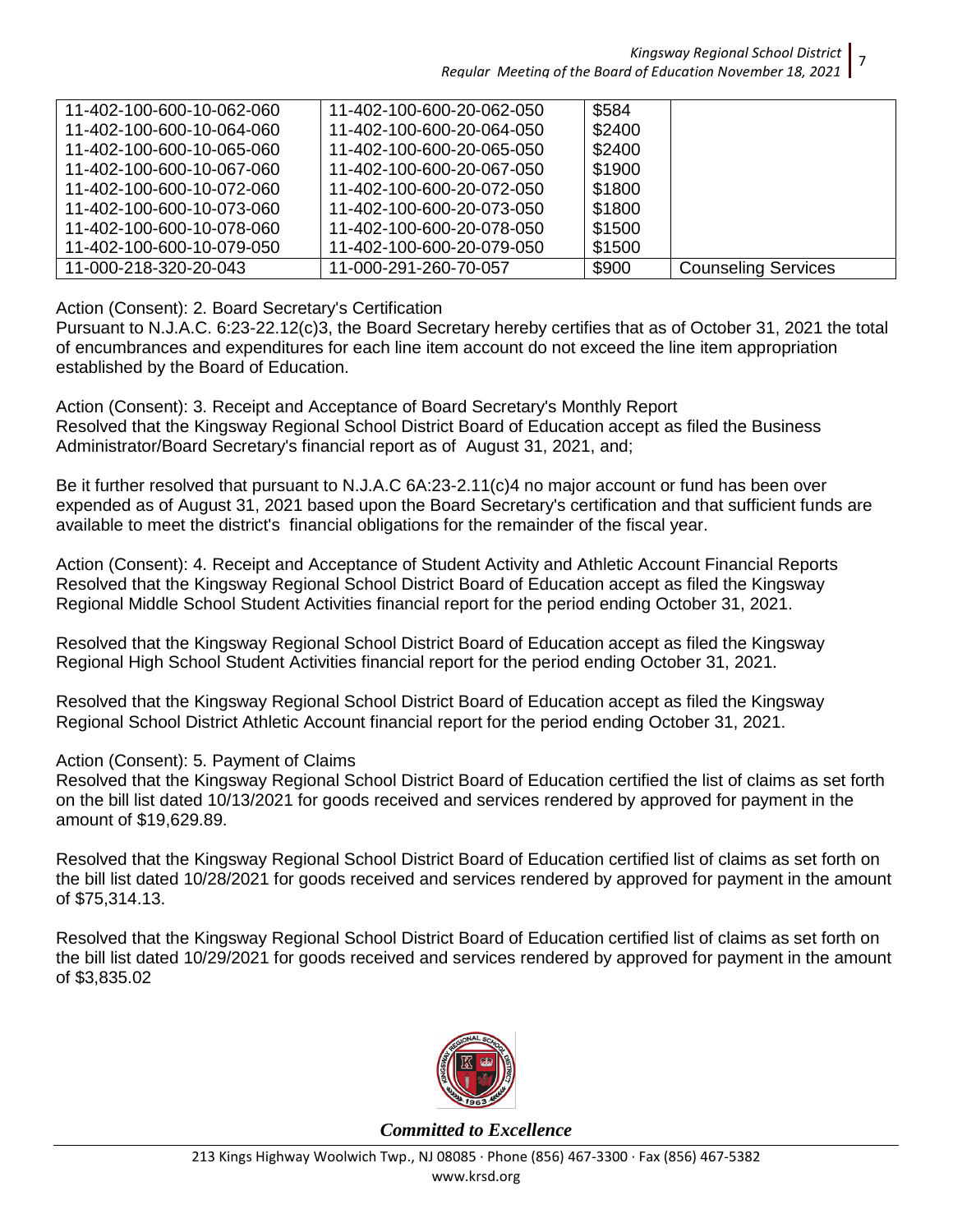| | | | |
|---|---|---|---|
| 11-402-100-600-10-062-060 | 11-402-100-600-20-062-050 | $584 | |
| 11-402-100-600-10-064-060 | 11-402-100-600-20-064-050 | $2400 | |
| 11-402-100-600-10-065-060 | 11-402-100-600-20-065-050 | $2400 | |
| 11-402-100-600-10-067-060 | 11-402-100-600-20-067-050 | $1900 | |
| 11-402-100-600-10-072-060 | 11-402-100-600-20-072-050 | $1800 | |
| 11-402-100-600-10-073-060 | 11-402-100-600-20-073-050 | $1800 | |
| 11-402-100-600-10-078-060 | 11-402-100-600-20-078-050 | $1500 | |
| 11-402-100-600-10-079-050 | 11-402-100-600-20-079-050 | $1500 | |
| 11-000-218-320-20-043 | 11-000-291-260-70-057 | $900 | Counseling Services |

Action (Consent): 2. Board Secretary's Certification
Pursuant to N.J.A.C. 6:23-22.12(c)3, the Board Secretary hereby certifies that as of October 31, 2021 the total of encumbrances and expenditures for each line item account do not exceed the line item appropriation established by the Board of Education.

Action (Consent): 3. Receipt and Acceptance of Board Secretary's Monthly Report
Resolved that the Kingsway Regional School District Board of Education accept as filed the Business Administrator/Board Secretary's financial report as of August 31, 2021, and;

Be it further resolved that pursuant to N.J.A.C 6A:23-2.11(c)4 no major account or fund has been over expended as of August 31, 2021 based upon the Board Secretary's certification and that sufficient funds are available to meet the district's financial obligations for the remainder of the fiscal year.

Action (Consent): 4. Receipt and Acceptance of Student Activity and Athletic Account Financial Reports
Resolved that the Kingsway Regional School District Board of Education accept as filed the Kingsway Regional Middle School Student Activities financial report for the period ending October 31, 2021.

Resolved that the Kingsway Regional School District Board of Education accept as filed the Kingsway Regional High School Student Activities financial report for the period ending October 31, 2021.

Resolved that the Kingsway Regional School District Board of Education accept as filed the Kingsway Regional School District Athletic Account financial report for the period ending October 31, 2021.

Action (Consent): 5. Payment of Claims
Resolved that the Kingsway Regional School District Board of Education certified the list of claims as set forth on the bill list dated 10/13/2021 for goods received and services rendered by approved for payment in the amount of $19,629.89.

Resolved that the Kingsway Regional School District Board of Education certified list of claims as set forth on the bill list dated 10/28/2021 for goods received and services rendered by approved for payment in the amount of $75,314.13.

Resolved that the Kingsway Regional School District Board of Education certified list of claims as set forth on the bill list dated 10/29/2021 for goods received and services rendered by approved for payment in the amount of $3,835.02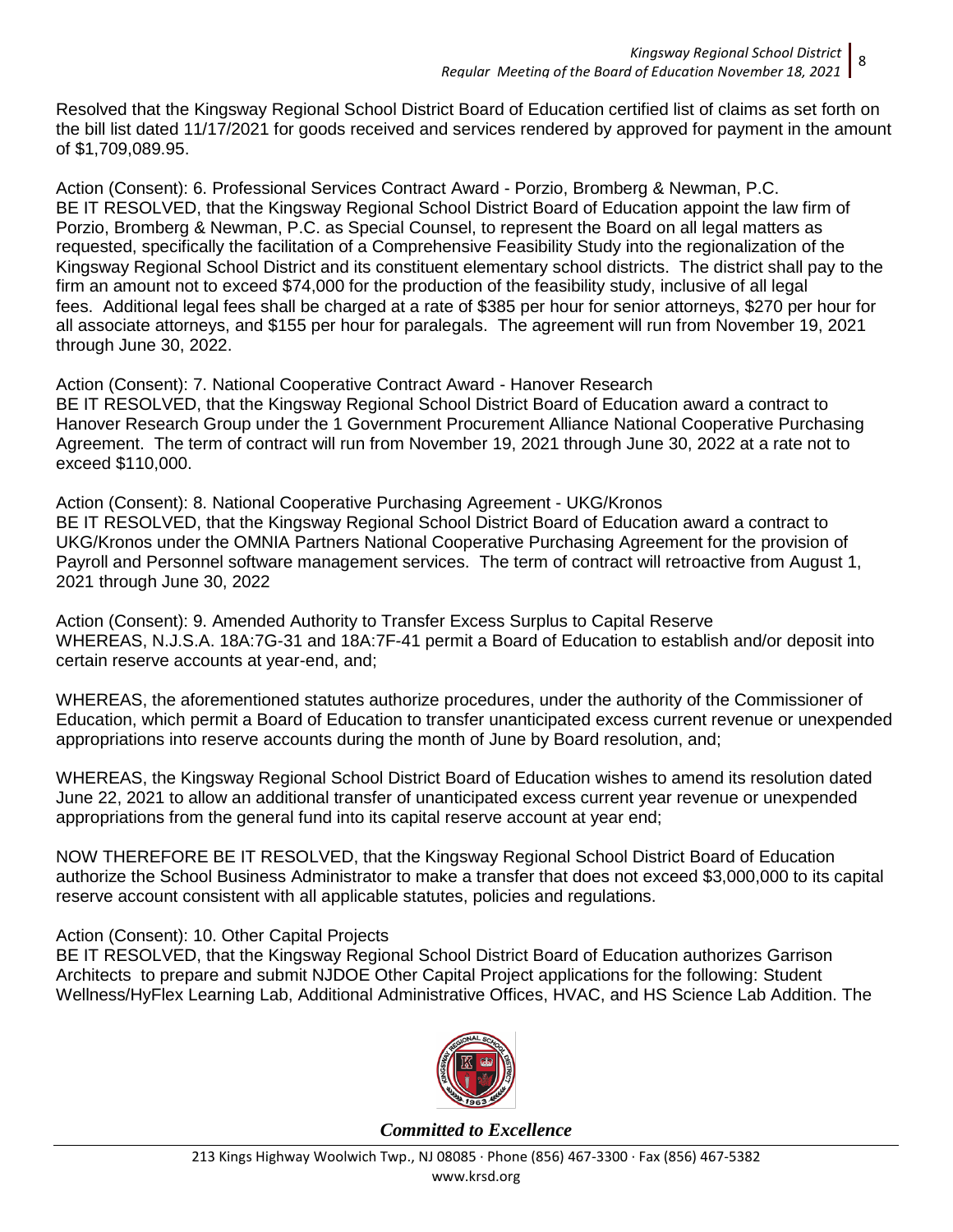Resolved that the Kingsway Regional School District Board of Education certified list of claims as set forth on the bill list dated 11/17/2021 for goods received and services rendered by approved for payment in the amount of $1,709,089.95.

Action (Consent): 6. Professional Services Contract Award - Porzio, Bromberg & Newman, P.C.
BE IT RESOLVED, that the Kingsway Regional School District Board of Education appoint the law firm of Porzio, Bromberg & Newman, P.C. as Special Counsel, to represent the Board on all legal matters as requested, specifically the facilitation of a Comprehensive Feasibility Study into the regionalization of the Kingsway Regional School District and its constituent elementary school districts. The district shall pay to the firm an amount not to exceed $74,000 for the production of the feasibility study, inclusive of all legal fees. Additional legal fees shall be charged at a rate of $385 per hour for senior attorneys, $270 per hour for all associate attorneys, and $155 per hour for paralegals. The agreement will run from November 19, 2021 through June 30, 2022.

Action (Consent): 7. National Cooperative Contract Award - Hanover Research
BE IT RESOLVED, that the Kingsway Regional School District Board of Education award a contract to Hanover Research Group under the 1 Government Procurement Alliance National Cooperative Purchasing Agreement. The term of contract will run from November 19, 2021 through June 30, 2022 at a rate not to exceed $110,000.

Action (Consent): 8. National Cooperative Purchasing Agreement - UKG/Kronos
BE IT RESOLVED, that the Kingsway Regional School District Board of Education award a contract to UKG/Kronos under the OMNIA Partners National Cooperative Purchasing Agreement for the provision of Payroll and Personnel software management services. The term of contract will retroactive from August 1, 2021 through June 30, 2022

Action (Consent): 9. Amended Authority to Transfer Excess Surplus to Capital Reserve
WHEREAS, N.J.S.A. 18A:7G-31 and 18A:7F-41 permit a Board of Education to establish and/or deposit into certain reserve accounts at year-end, and;

WHEREAS, the aforementioned statutes authorize procedures, under the authority of the Commissioner of Education, which permit a Board of Education to transfer unanticipated excess current revenue or unexpended appropriations into reserve accounts during the month of June by Board resolution, and;

WHEREAS, the Kingsway Regional School District Board of Education wishes to amend its resolution dated June 22, 2021 to allow an additional transfer of unanticipated excess current year revenue or unexpended appropriations from the general fund into its capital reserve account at year end;

NOW THEREFORE BE IT RESOLVED, that the Kingsway Regional School District Board of Education authorize the School Business Administrator to make a transfer that does not exceed $3,000,000 to its capital reserve account consistent with all applicable statutes, policies and regulations.

Action (Consent): 10. Other Capital Projects
BE IT RESOLVED, that the Kingsway Regional School District Board of Education authorizes Garrison Architects to prepare and submit NJDOE Other Capital Project applications for the following: Student Wellness/HyFlex Learning Lab, Additional Administrative Offices, HVAC, and HS Science Lab Addition. The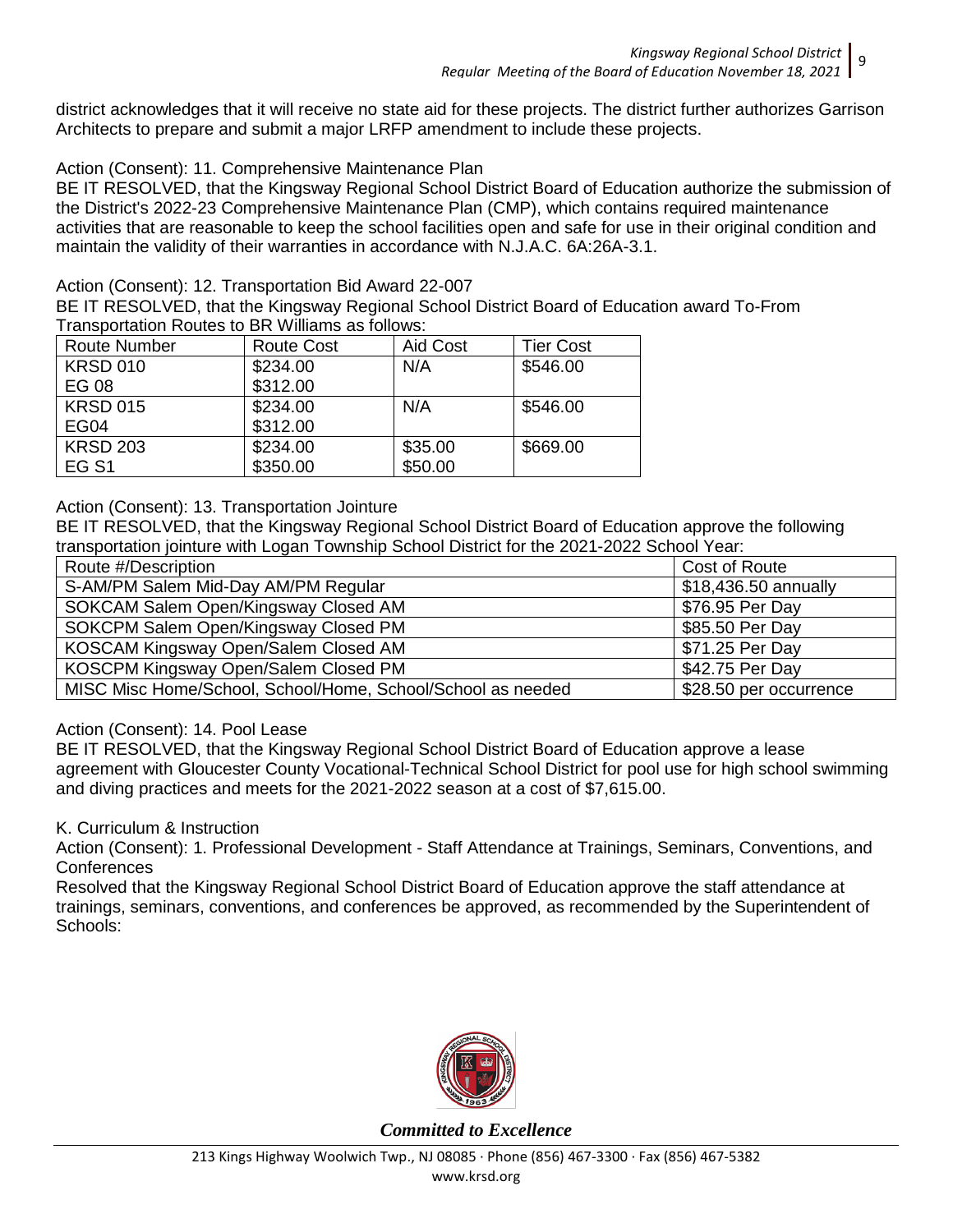district acknowledges that it will receive no state aid for these projects. The district further authorizes Garrison Architects to prepare and submit a major LRFP amendment to include these projects.

Action (Consent): 11. Comprehensive Maintenance Plan
BE IT RESOLVED, that the Kingsway Regional School District Board of Education authorize the submission of the District's 2022-23 Comprehensive Maintenance Plan (CMP), which contains required maintenance activities that are reasonable to keep the school facilities open and safe for use in their original condition and maintain the validity of their warranties in accordance with N.J.A.C. 6A:26A-3.1.

Action (Consent): 12. Transportation Bid Award 22-007
BE IT RESOLVED, that the Kingsway Regional School District Board of Education award To-From Transportation Routes to BR Williams as follows:

| Route Number | Route Cost | Aid Cost | Tier Cost |
|---|---|---|---|
| KRSD 010<br>EG 08 | $234.00<br>$312.00 | N/A | $546.00 |
| KRSD 015<br>EG04 | $234.00<br>$312.00 | N/A | $546.00 |
| KRSD 203<br>EG S1 | $234.00<br>$350.00 | $35.00<br>$50.00 | $669.00 |

Action (Consent): 13. Transportation Jointure
BE IT RESOLVED, that the Kingsway Regional School District Board of Education approve the following transportation jointure with Logan Township School District for the 2021-2022 School Year:

| Route #/Description | Cost of Route |
|---|---|
| S-AM/PM Salem Mid-Day AM/PM Regular | $18,436.50 annually |
| SOKCAM Salem Open/Kingsway Closed AM | $76.95 Per Day |
| SOKCPM Salem Open/Kingsway Closed PM | $85.50 Per Day |
| KOSCAM Kingsway Open/Salem Closed AM | $71.25 Per Day |
| KOSCPM Kingsway Open/Salem Closed PM | $42.75 Per Day |
| MISC Misc Home/School, School/Home, School/School as needed | $28.50 per occurrence |

Action (Consent): 14. Pool Lease
BE IT RESOLVED, that the Kingsway Regional School District Board of Education approve a lease agreement with Gloucester County Vocational-Technical School District for pool use for high school swimming and diving practices and meets for the 2021-2022 season at a cost of $7,615.00.

K. Curriculum & Instruction
Action (Consent): 1. Professional Development - Staff Attendance at Trainings, Seminars, Conventions, and Conferences
Resolved that the Kingsway Regional School District Board of Education approve the staff attendance at trainings, seminars, conventions, and conferences be approved, as recommended by the Superintendent of Schools: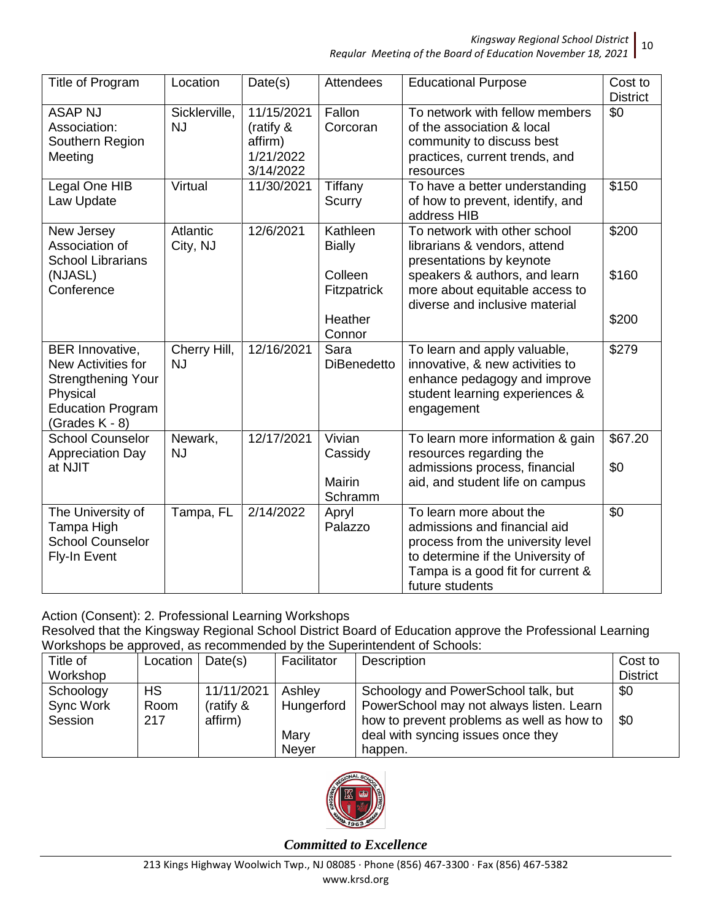| Title of Program | Location | Date(s) | Attendees | Educational Purpose | Cost to District |
|---|---|---|---|---|---|
| ASAP NJ Association: Southern Region Meeting | Sicklerville, NJ | 11/15/2021 (ratify & affirm) 1/21/2022 3/14/2022 | Fallon Corcoran | To network with fellow members of the association & local community to discuss best practices, current trends, and resources | $0 |
| Legal One HIB Law Update | Virtual | 11/30/2021 | Tiffany Scurry | To have a better understanding of how to prevent, identify, and address HIB | $150 |
| New Jersey Association of School Librarians (NJASL) Conference | Atlantic City, NJ | 12/6/2021 | Kathleen Bially<br><br>Colleen Fitzpatrick<br><br>Heather Connor | To network with other school librarians & vendors, attend presentations by keynote speakers & authors, and learn more about equitable access to diverse and inclusive material | $200<br><br>$160<br><br>$200 |
| BER Innovative, New Activities for Strengthening Your Physical Education Program (Grades K - 8) | Cherry Hill, NJ | 12/16/2021 | Sara DiBenedetto | To learn and apply valuable, innovative, & new activities to enhance pedagogy and improve student learning experiences & engagement | $279 |
| School Counselor Appreciation Day at NJIT | Newark, NJ | 12/17/2021 | Vivian Cassidy<br><br>Mairin Schramm | To learn more information & gain resources regarding the admissions process, financial aid, and student life on campus | $67.20<br><br>$0 |
| The University of Tampa High School Counselor Fly-In Event | Tampa, FL | 2/14/2022 | Apryl Palazzo | To learn more about the admissions and financial aid process from the university level to determine if the University of Tampa is a good fit for current & future students | $0 |

Action (Consent): 2. Professional Learning Workshops

Resolved that the Kingsway Regional School District Board of Education approve the Professional Learning Workshops be approved, as recommended by the Superintendent of Schools:

| Title of Workshop | Location | Date(s) | Facilitator | Description | Cost to District |
|---|---|---|---|---|---|
| Schoology Sync Work Session | HS Room 217 | 11/11/2021 (ratify & affirm) | Ashley Hungerford<br><br>Mary Neyer | Schoology and PowerSchool talk, but PowerSchool may not always listen. Learn how to prevent problems as well as how to deal with syncing issues once they happen. | $0<br><br>$0 |

*Committed to Excellence*

213 Kings Highway Woolwich Twp., NJ 08085 · Phone (856) 467-3300 · Fax (856) 467-5382
www.krsd.org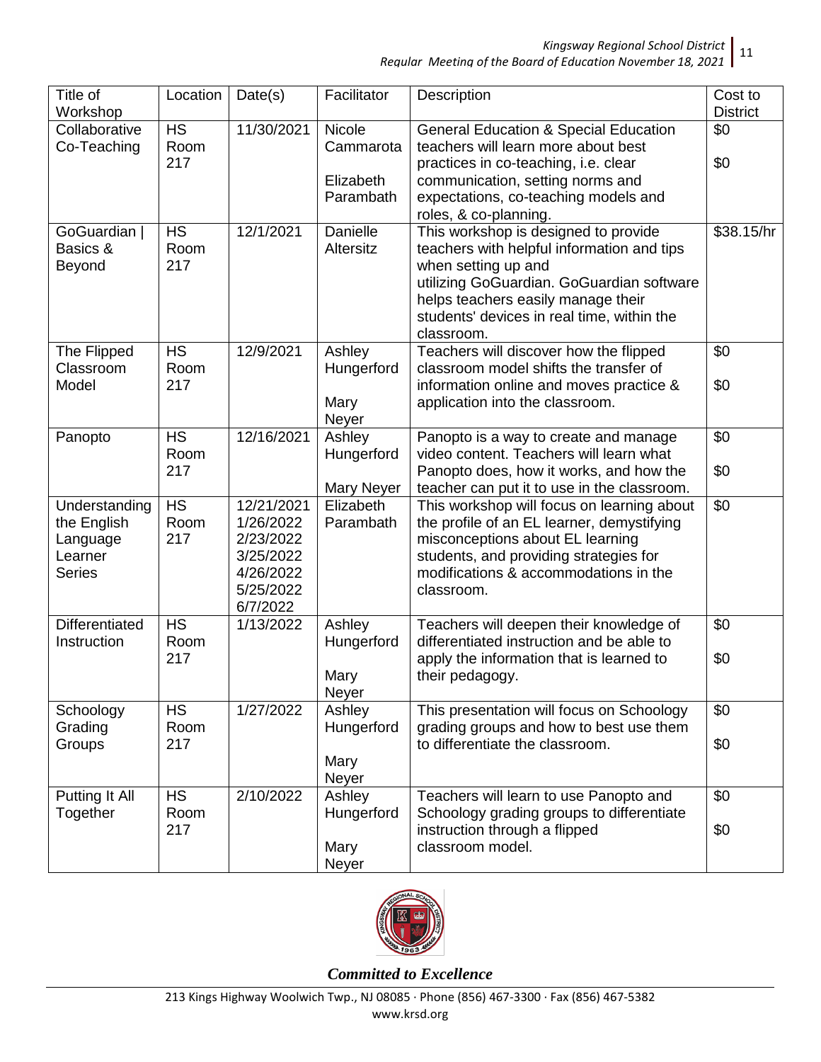| Title of Workshop | Location | Date(s) | Facilitator | Description | Cost to District |
|---|---|---|---|---|---|
| Collaborative Co-Teaching | HS Room 217 | 11/30/2021 | Nicole Cammarota<br><br>Elizabeth Parambath | General Education & Special Education teachers will learn more about best practices in co-teaching, i.e. clear communication, setting norms and expectations, co-teaching models and roles, & co-planning. | $0<br><br>$0 |
| GoGuardian \| Basics & Beyond | HS Room 217 | 12/1/2021 | Danielle Altersitz | This workshop is designed to provide teachers with helpful information and tips when setting up and utilizing GoGuardian. GoGuardian software helps teachers easily manage their students' devices in real time, within the classroom. | $38.15/hr |
| The Flipped Classroom Model | HS Room 217 | 12/9/2021 | Ashley Hungerford<br><br>Mary Neyer | Teachers will discover how the flipped classroom model shifts the transfer of information online and moves practice & application into the classroom. | $0<br><br>$0 |
| Panopto | HS Room 217 | 12/16/2021 | Ashley Hungerford<br><br>Mary Neyer | Panopto is a way to create and manage video content. Teachers will learn what Panopto does, how it works, and how the teacher can put it to use in the classroom. | $0<br><br>$0 |
| Understanding the English Language Learner Series | HS Room 217 | 12/21/2021<br>1/26/2022<br>2/23/2022<br>3/25/2022<br>4/26/2022<br>5/25/2022<br>6/7/2022 | Elizabeth Parambath | This workshop will focus on learning about the profile of an EL learner, demystifying misconceptions about EL learning students, and providing strategies for modifications & accommodations in the classroom. | $0 |
| Differentiated Instruction | HS Room 217 | 1/13/2022 | Ashley Hungerford<br><br>Mary Neyer | Teachers will deepen their knowledge of differentiated instruction and be able to apply the information that is learned to their pedagogy. | $0<br><br>$0 |
| Schoology Grading Groups | HS Room 217 | 1/27/2022 | Ashley Hungerford<br><br>Mary Neyer | This presentation will focus on Schoology grading groups and how to best use them to differentiate the classroom. | $0<br><br>$0 |
| Putting It All Together | HS Room 217 | 2/10/2022 | Ashley Hungerford<br><br>Mary Neyer | Teachers will learn to use Panopto and Schoology grading groups to differentiate instruction through a flipped classroom model. | $0<br><br>$0 |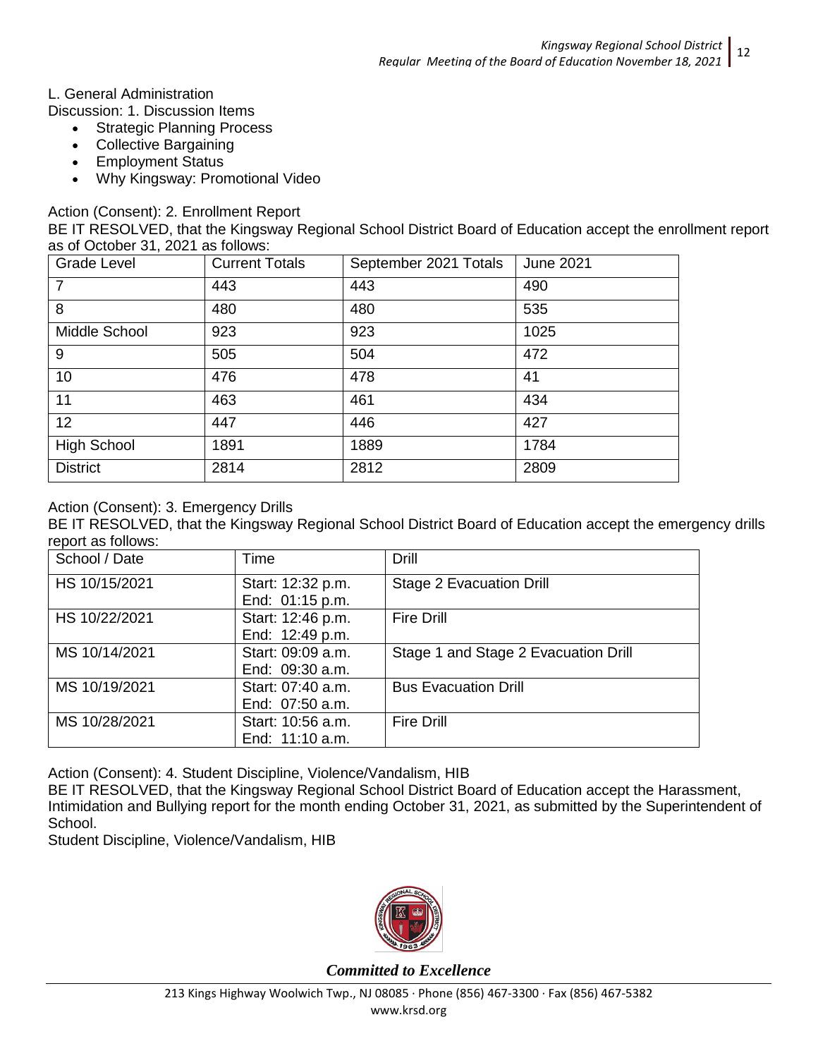L. General Administration

Discussion: 1. Discussion Items

- Strategic Planning Process
- Collective Bargaining
- Employment Status
- Why Kingsway: Promotional Video

Action (Consent): 2. Enrollment Report

BE IT RESOLVED, that the Kingsway Regional School District Board of Education accept the enrollment report as of October 31, 2021 as follows:

| Grade Level | Current Totals | September 2021 Totals | June 2021 |
|---|---|---|---|
| 7 | 443 | 443 | 490 |
| 8 | 480 | 480 | 535 |
| Middle School | 923 | 923 | 1025 |
| 9 | 505 | 504 | 472 |
| 10 | 476 | 478 | 41 |
| 11 | 463 | 461 | 434 |
| 12 | 447 | 446 | 427 |
| High School | 1891 | 1889 | 1784 |
| District | 2814 | 2812 | 2809 |

Action (Consent): 3. Emergency Drills

BE IT RESOLVED, that the Kingsway Regional School District Board of Education accept the emergency drills report as follows:

| School / Date | Time | Drill |
|---|---|---|
| HS 10/15/2021 | Start: 12:32 p.m.<br>End: 01:15 p.m. | Stage 2 Evacuation Drill |
| HS 10/22/2021 | Start: 12:46 p.m.<br>End: 12:49 p.m. | Fire Drill |
| MS 10/14/2021 | Start: 09:09 a.m.<br>End: 09:30 a.m. | Stage 1 and Stage 2 Evacuation Drill |
| MS 10/19/2021 | Start: 07:40 a.m.<br>End: 07:50 a.m. | Bus Evacuation Drill |
| MS 10/28/2021 | Start: 10:56 a.m.<br>End: 11:10 a.m. | Fire Drill |

Action (Consent): 4. Student Discipline, Violence/Vandalism, HIB

BE IT RESOLVED, that the Kingsway Regional School District Board of Education accept the Harassment, Intimidation and Bullying report for the month ending October 31, 2021, as submitted by the Superintendent of School.

Student Discipline, Violence/Vandalism, HIB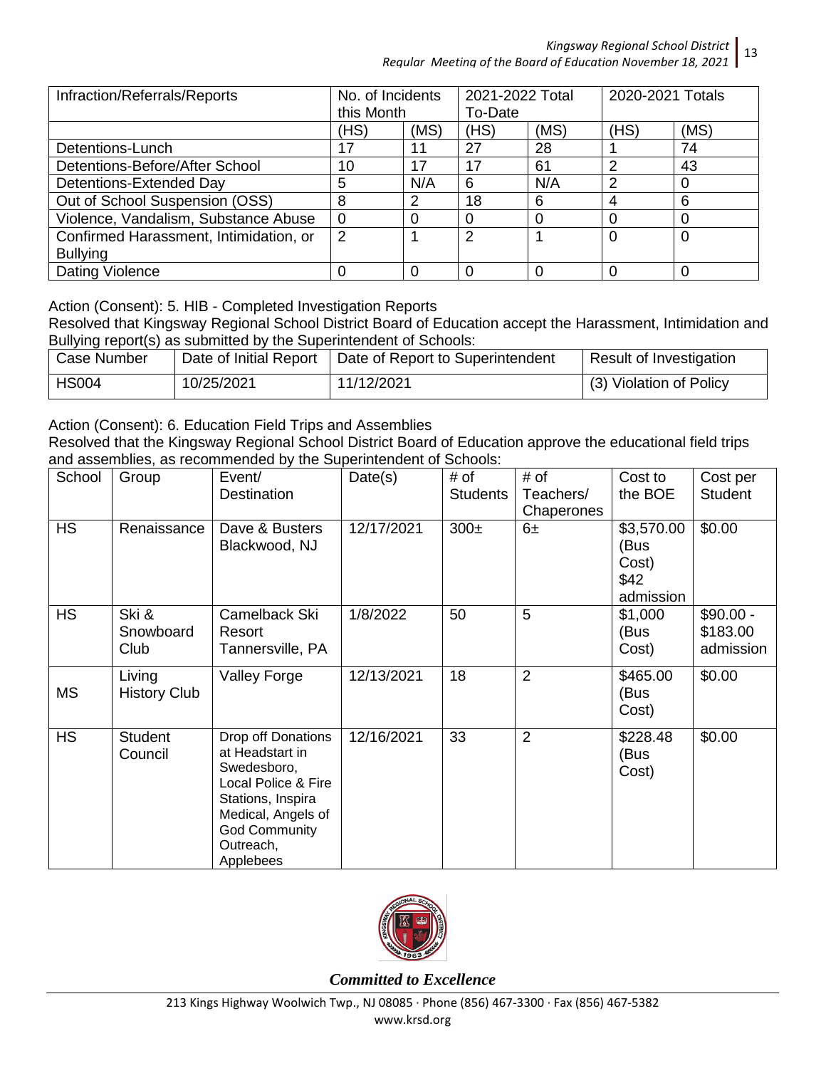| Infraction/Referrals/Reports | No. of Incidents this Month | | 2021-2022 Total To-Date | | 2020-2021 Totals | |
|---|---|---|---|---|---|---|
| | (HS) | (MS) | (HS) | (MS) | (HS) | (MS) |
| Detentions-Lunch | 17 | 11 | 27 | 28 | 1 | 74 |
| Detentions-Before/After School | 10 | 17 | 17 | 61 | 2 | 43 |
| Detentions-Extended Day | 5 | N/A | 6 | N/A | 2 | 0 |
| Out of School Suspension (OSS) | 8 | 2 | 18 | 6 | 4 | 6 |
| Violence, Vandalism, Substance Abuse | 0 | 0 | 0 | 0 | 0 | 0 |
| Confirmed Harassment, Intimidation, or Bullying | 2 | 1 | 2 | 1 | 0 | 0 |
| Dating Violence | 0 | 0 | 0 | 0 | 0 | 0 |

Action (Consent): 5. HIB - Completed Investigation Reports

Resolved that Kingsway Regional School District Board of Education accept the Harassment, Intimidation and Bullying report(s) as submitted by the Superintendent of Schools:

| Case Number | Date of Initial Report | Date of Report to Superintendent | Result of Investigation |
|---|---|---|---|
| HS004 | 10/25/2021 | 11/12/2021 | (3) Violation of Policy |

Action (Consent): 6. Education Field Trips and Assemblies

Resolved that the Kingsway Regional School District Board of Education approve the educational field trips and assemblies, as recommended by the Superintendent of Schools:

| School | Group | Event/ Destination | Date(s) | # of Students | # of Teachers/ Chaperones | Cost to the BOE | Cost per Student |
|---|---|---|---|---|---|---|---|
| HS | Renaissance | Dave & Busters Blackwood, NJ | 12/17/2021 | 300± | 6± | $3,570.00 (Bus Cost) $42 admission | $0.00 |
| HS | Ski & Snowboard Club | Camelback Ski Resort Tannersville, PA | 1/8/2022 | 50 | 5 | $1,000 (Bus Cost) | $90.00 - $183.00 admission |
| MS | Living History Club | Valley Forge | 12/13/2021 | 18 | 2 | $465.00 (Bus Cost) | $0.00 |
| HS | Student Council | Drop off Donations at Headstart in Swedesboro, Local Police & Fire Stations, Inspira Medical, Angels of God Community Outreach, Applebees | 12/16/2021 | 33 | 2 | $228.48 (Bus Cost) | $0.00 |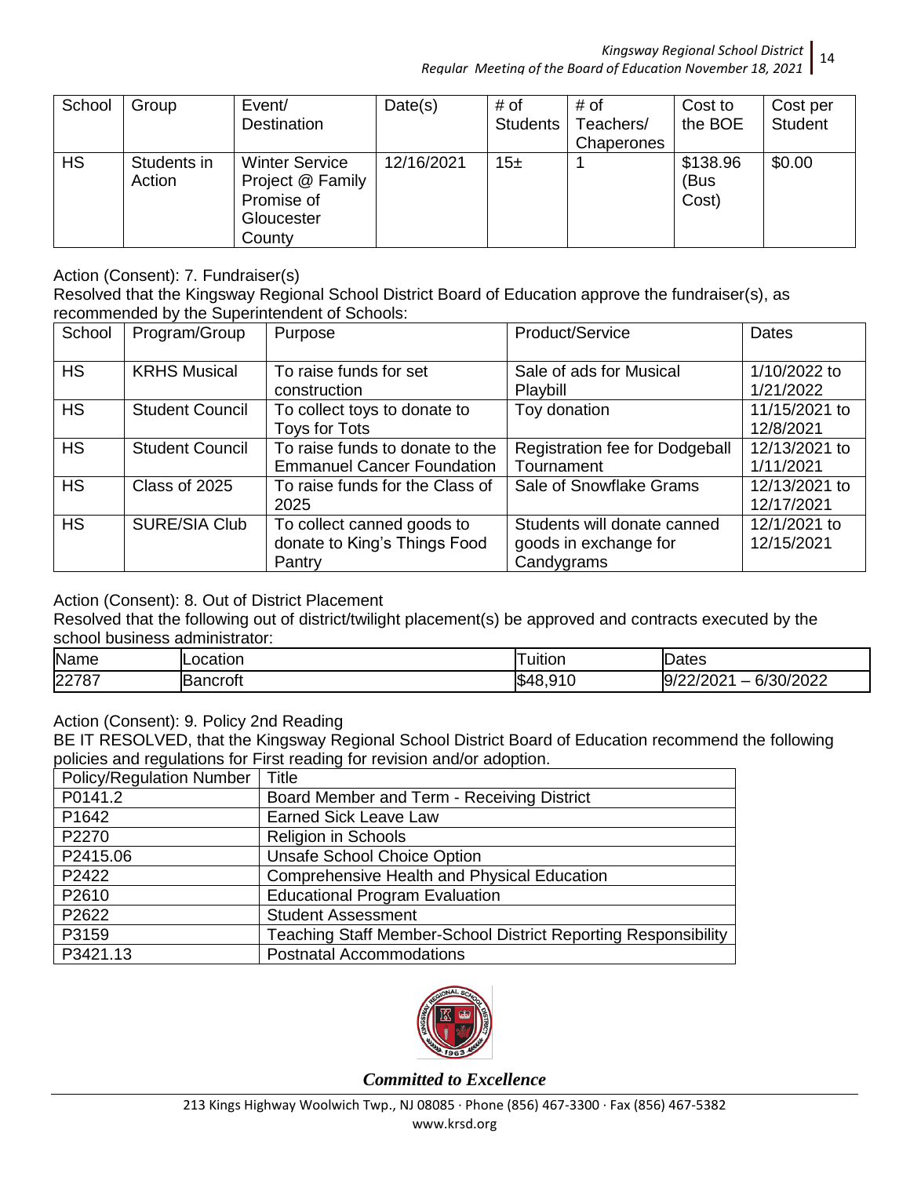| School | Group | Event/ Destination | Date(s) | # of Students | # of Teachers/ Chaperones | Cost to the BOE | Cost per Student |
|---|---|---|---|---|---|---|---|
| HS | Students in Action | Winter Service Project @ Family Promise of Gloucester County | 12/16/2021 | 15± | 1 | $138.96 (Bus Cost) | $0.00 |

Action (Consent): 7. Fundraiser(s)

Resolved that the Kingsway Regional School District Board of Education approve the fundraiser(s), as recommended by the Superintendent of Schools:

| School | Program/Group | Purpose | Product/Service | Dates |
|---|---|---|---|---|
| HS | KRHS Musical | To raise funds for set construction | Sale of ads for Musical Playbill | 1/10/2022 to 1/21/2022 |
| HS | Student Council | To collect toys to donate to Toys for Tots | Toy donation | 11/15/2021 to 12/8/2021 |
| HS | Student Council | To raise funds to donate to the Emmanuel Cancer Foundation | Registration fee for Dodgeball Tournament | 12/13/2021 to 1/11/2021 |
| HS | Class of 2025 | To raise funds for the Class of 2025 | Sale of Snowflake Grams | 12/13/2021 to 12/17/2021 |
| HS | SURE/SIA Club | To collect canned goods to donate to King's Things Food Pantry | Students will donate canned goods in exchange for Candygrams | 12/1/2021 to 12/15/2021 |

Action (Consent): 8. Out of District Placement

Resolved that the following out of district/twilight placement(s) be approved and contracts executed by the school business administrator:

| Name | Location | Tuition | Dates |
|---|---|---|---|
| 22787 | Bancroft | $48,910 | 9/22/2021 – 6/30/2022 |

Action (Consent): 9. Policy 2nd Reading

BE IT RESOLVED, that the Kingsway Regional School District Board of Education recommend the following policies and regulations for First reading for revision and/or adoption.

| Policy/Regulation Number | Title |
|---|---|
| P0141.2 | Board Member and Term - Receiving District |
| P1642 | Earned Sick Leave Law |
| P2270 | Religion in Schools |
| P2415.06 | Unsafe School Choice Option |
| P2422 | Comprehensive Health and Physical Education |
| P2610 | Educational Program Evaluation |
| P2622 | Student Assessment |
| P3159 | Teaching Staff Member-School District Reporting Responsibility |
| P3421.13 | Postnatal Accommodations |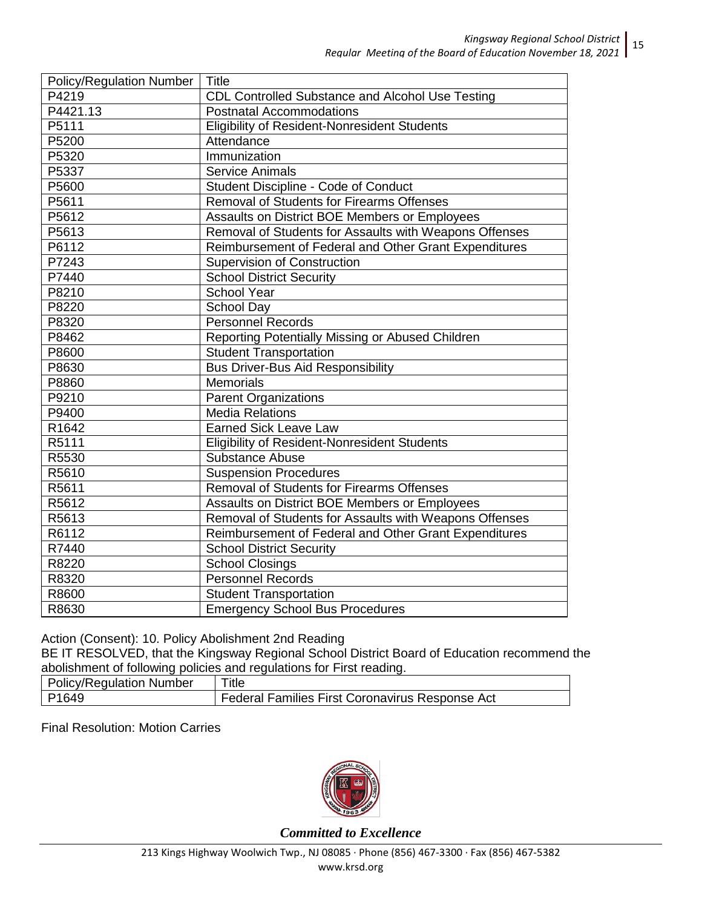| Policy/Regulation Number | Title |
|---|---|
| P4219 | CDL Controlled Substance and Alcohol Use Testing |
| P4421.13 | Postnatal Accommodations |
| P5111 | Eligibility of Resident-Nonresident Students |
| P5200 | Attendance |
| P5320 | Immunization |
| P5337 | Service Animals |
| P5600 | Student Discipline - Code of Conduct |
| P5611 | Removal of Students for Firearms Offenses |
| P5612 | Assaults on District BOE Members or Employees |
| P5613 | Removal of Students for Assaults with Weapons Offenses |
| P6112 | Reimbursement of Federal and Other Grant Expenditures |
| P7243 | Supervision of Construction |
| P7440 | School District Security |
| P8210 | School Year |
| P8220 | School Day |
| P8320 | Personnel Records |
| P8462 | Reporting Potentially Missing or Abused Children |
| P8600 | Student Transportation |
| P8630 | Bus Driver-Bus Aid Responsibility |
| P8860 | Memorials |
| P9210 | Parent Organizations |
| P9400 | Media Relations |
| R1642 | Earned Sick Leave Law |
| R5111 | Eligibility of Resident-Nonresident Students |
| R5530 | Substance Abuse |
| R5610 | Suspension Procedures |
| R5611 | Removal of Students for Firearms Offenses |
| R5612 | Assaults on District BOE Members or Employees |
| R5613 | Removal of Students for Assaults with Weapons Offenses |
| R6112 | Reimbursement of Federal and Other Grant Expenditures |
| R7440 | School District Security |
| R8220 | School Closings |
| R8320 | Personnel Records |
| R8600 | Student Transportation |
| R8630 | Emergency School Bus Procedures |

Action (Consent): 10. Policy Abolishment 2nd Reading

BE IT RESOLVED, that the Kingsway Regional School District Board of Education recommend the abolishment of following policies and regulations for First reading.

| Policy/Regulation Number | Title |
|---|---|
| P1649 | Federal Families First Coronavirus Response Act |

Final Resolution: Motion Carries

*Committed to Excellence*

213 Kings Highway Woolwich Twp., NJ 08085 · Phone (856) 467-3300 · Fax (856) 467-5382
www.krsd.org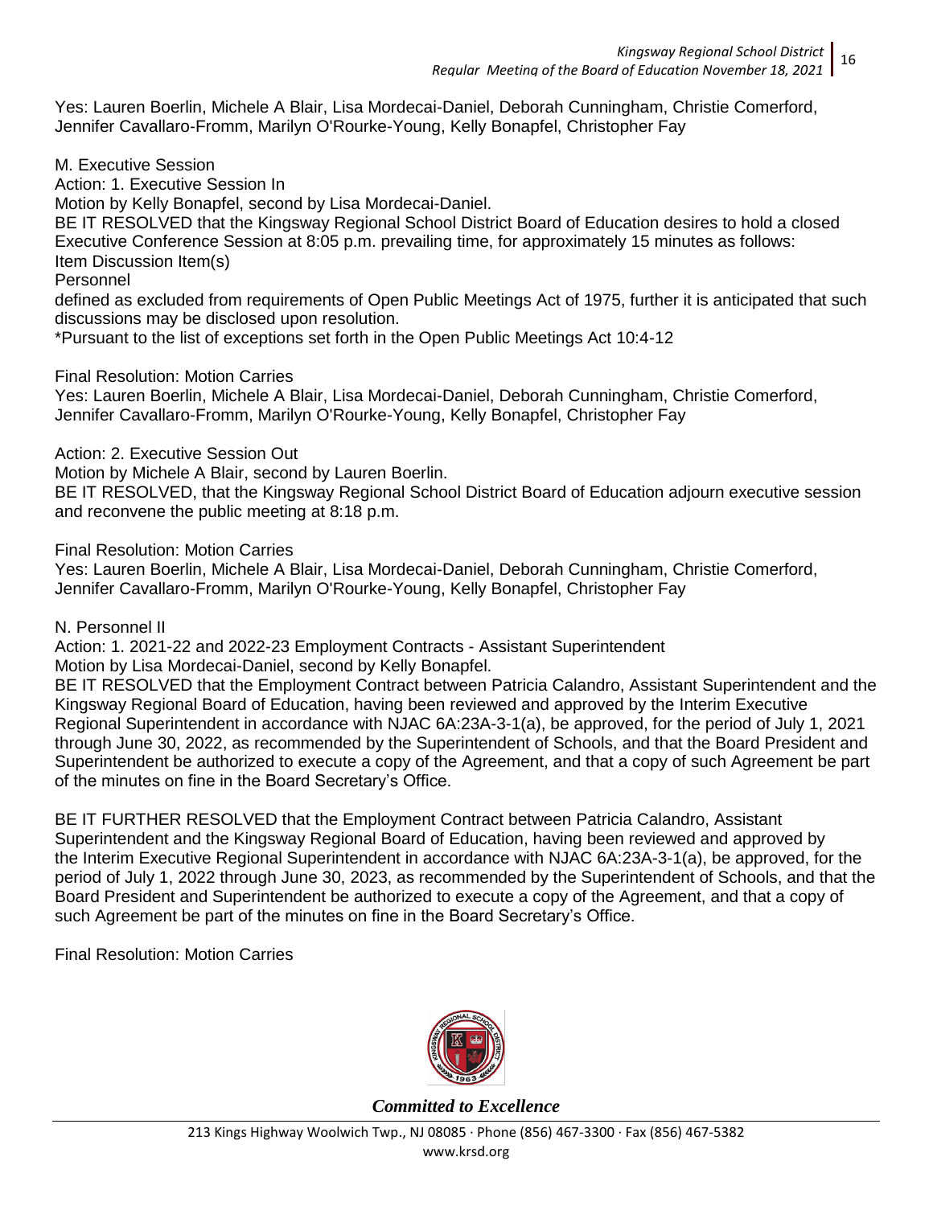Yes: Lauren Boerlin, Michele A Blair, Lisa Mordecai-Daniel, Deborah Cunningham, Christie Comerford, Jennifer Cavallaro-Fromm, Marilyn O'Rourke-Young, Kelly Bonapfel, Christopher Fay

M. Executive Session

Action: 1. Executive Session In

Motion by Kelly Bonapfel, second by Lisa Mordecai-Daniel.

BE IT RESOLVED that the Kingsway Regional School District Board of Education desires to hold a closed Executive Conference Session at 8:05 p.m. prevailing time, for approximately 15 minutes as follows:

Item Discussion Item(s)

Personnel

defined as excluded from requirements of Open Public Meetings Act of 1975, further it is anticipated that such discussions may be disclosed upon resolution.

*Pursuant to the list of exceptions set forth in the Open Public Meetings Act 10:4-12

Final Resolution: Motion Carries

Yes: Lauren Boerlin, Michele A Blair, Lisa Mordecai-Daniel, Deborah Cunningham, Christie Comerford, Jennifer Cavallaro-Fromm, Marilyn O'Rourke-Young, Kelly Bonapfel, Christopher Fay

Action: 2. Executive Session Out

Motion by Michele A Blair, second by Lauren Boerlin.

BE IT RESOLVED, that the Kingsway Regional School District Board of Education adjourn executive session and reconvene the public meeting at 8:18 p.m.

Final Resolution: Motion Carries

Yes: Lauren Boerlin, Michele A Blair, Lisa Mordecai-Daniel, Deborah Cunningham, Christie Comerford, Jennifer Cavallaro-Fromm, Marilyn O'Rourke-Young, Kelly Bonapfel, Christopher Fay

N. Personnel II

Action: 1. 2021-22 and 2022-23 Employment Contracts - Assistant Superintendent

Motion by Lisa Mordecai-Daniel, second by Kelly Bonapfel.

BE IT RESOLVED that the Employment Contract between Patricia Calandro, Assistant Superintendent and the Kingsway Regional Board of Education, having been reviewed and approved by the Interim Executive Regional Superintendent in accordance with NJAC 6A:23A-3-1(a), be approved, for the period of July 1, 2021 through June 30, 2022, as recommended by the Superintendent of Schools, and that the Board President and Superintendent be authorized to execute a copy of the Agreement, and that a copy of such Agreement be part of the minutes on fine in the Board Secretary's Office.

BE IT FURTHER RESOLVED that the Employment Contract between Patricia Calandro, Assistant Superintendent and the Kingsway Regional Board of Education, having been reviewed and approved by the Interim Executive Regional Superintendent in accordance with NJAC 6A:23A-3-1(a), be approved, for the period of July 1, 2022 through June 30, 2023, as recommended by the Superintendent of Schools, and that the Board President and Superintendent be authorized to execute a copy of the Agreement, and that a copy of such Agreement be part of the minutes on fine in the Board Secretary's Office.

Final Resolution: Motion Carries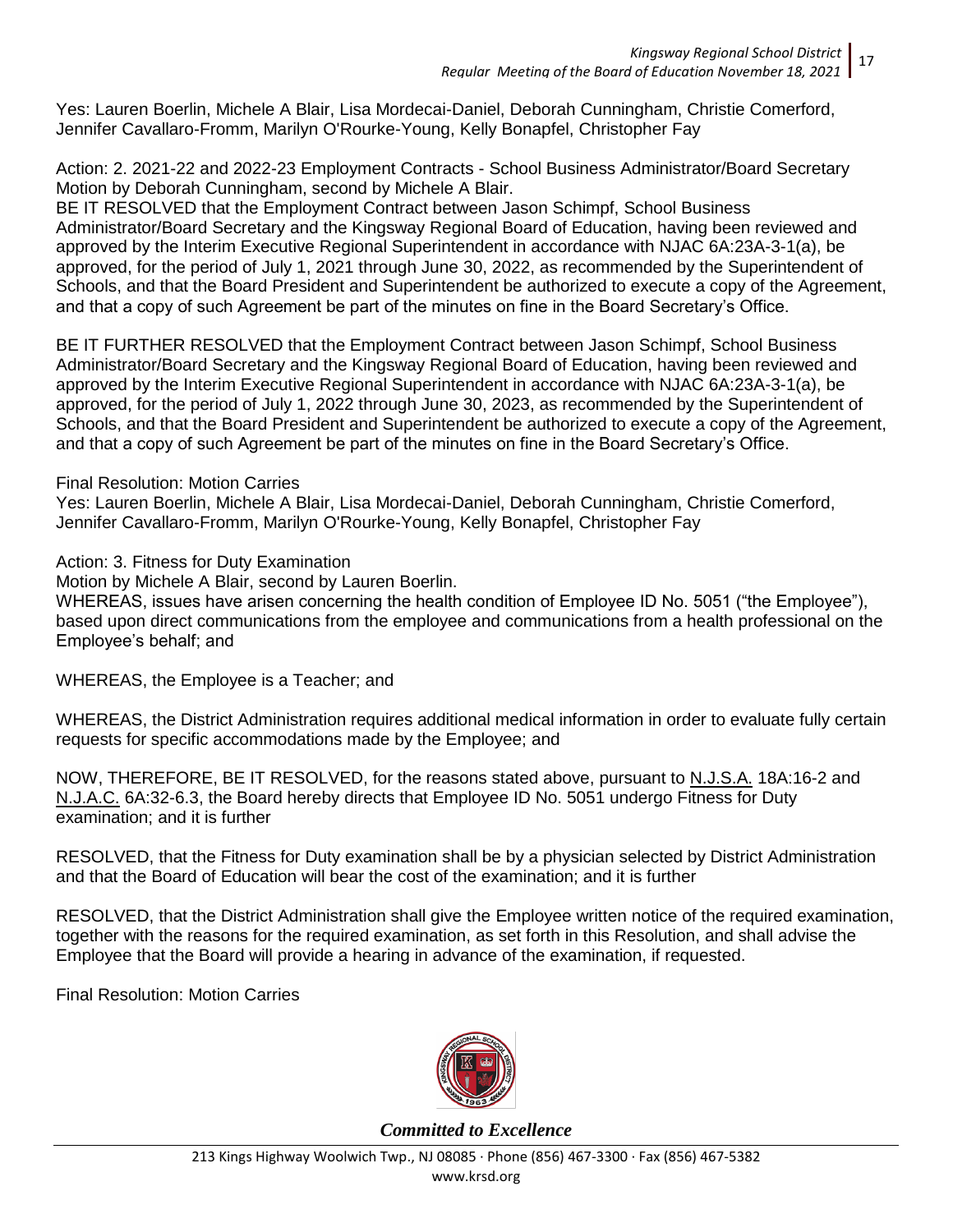Yes: Lauren Boerlin, Michele A Blair, Lisa Mordecai-Daniel, Deborah Cunningham, Christie Comerford, Jennifer Cavallaro-Fromm, Marilyn O'Rourke-Young, Kelly Bonapfel, Christopher Fay

Action: 2. 2021-22 and 2022-23 Employment Contracts - School Business Administrator/Board Secretary
Motion by Deborah Cunningham, second by Michele A Blair.
BE IT RESOLVED that the Employment Contract between Jason Schimpf, School Business Administrator/Board Secretary and the Kingsway Regional Board of Education, having been reviewed and approved by the Interim Executive Regional Superintendent in accordance with NJAC 6A:23A-3-1(a), be approved, for the period of July 1, 2021 through June 30, 2022, as recommended by the Superintendent of Schools, and that the Board President and Superintendent be authorized to execute a copy of the Agreement, and that a copy of such Agreement be part of the minutes on fine in the Board Secretary's Office.

BE IT FURTHER RESOLVED that the Employment Contract between Jason Schimpf, School Business Administrator/Board Secretary and the Kingsway Regional Board of Education, having been reviewed and approved by the Interim Executive Regional Superintendent in accordance with NJAC 6A:23A-3-1(a), be approved, for the period of July 1, 2022 through June 30, 2023, as recommended by the Superintendent of Schools, and that the Board President and Superintendent be authorized to execute a copy of the Agreement, and that a copy of such Agreement be part of the minutes on fine in the Board Secretary's Office.

Final Resolution: Motion Carries
Yes: Lauren Boerlin, Michele A Blair, Lisa Mordecai-Daniel, Deborah Cunningham, Christie Comerford, Jennifer Cavallaro-Fromm, Marilyn O'Rourke-Young, Kelly Bonapfel, Christopher Fay

Action: 3. Fitness for Duty Examination
Motion by Michele A Blair, second by Lauren Boerlin.
WHEREAS, issues have arisen concerning the health condition of Employee ID No. 5051 ("the Employee"), based upon direct communications from the employee and communications from a health professional on the Employee's behalf; and

WHEREAS, the Employee is a Teacher; and

WHEREAS, the District Administration requires additional medical information in order to evaluate fully certain requests for specific accommodations made by the Employee; and

NOW, THEREFORE, BE IT RESOLVED, for the reasons stated above, pursuant to N.J.S.A. 18A:16-2 and N.J.A.C. 6A:32-6.3, the Board hereby directs that Employee ID No. 5051 undergo Fitness for Duty examination; and it is further

RESOLVED, that the Fitness for Duty examination shall be by a physician selected by District Administration and that the Board of Education will bear the cost of the examination; and it is further

RESOLVED, that the District Administration shall give the Employee written notice of the required examination, together with the reasons for the required examination, as set forth in this Resolution, and shall advise the Employee that the Board will provide a hearing in advance of the examination, if requested.

Final Resolution: Motion Carries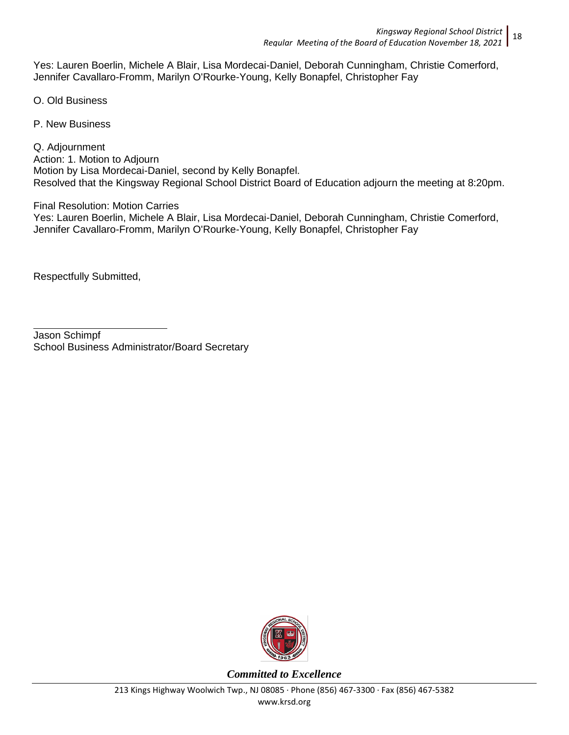Yes: Lauren Boerlin, Michele A Blair, Lisa Mordecai-Daniel, Deborah Cunningham, Christie Comerford, Jennifer Cavallaro-Fromm, Marilyn O'Rourke-Young, Kelly Bonapfel, Christopher Fay

O. Old Business

P. New Business

Q. Adjournment
Action: 1. Motion to Adjourn
Motion by Lisa Mordecai-Daniel, second by Kelly Bonapfel.
Resolved that the Kingsway Regional School District Board of Education adjourn the meeting at 8:20pm.

Final Resolution: Motion Carries
Yes: Lauren Boerlin, Michele A Blair, Lisa Mordecai-Daniel, Deborah Cunningham, Christie Comerford, Jennifer Cavallaro-Fromm, Marilyn O'Rourke-Young, Kelly Bonapfel, Christopher Fay

Respectfully Submitted,

\_\_\_\_\_\_\_\_\_\_\_\_\_\_\_\_\_\_\_\_\_\_\_\_

Jason Schimpf
School Business Administrator/Board Secretary

*Committed to Excellence*

213 Kings Highway Woolwich Twp., NJ 08085 · Phone (856) 467-3300 · Fax (856) 467-5382
www.krsd.org